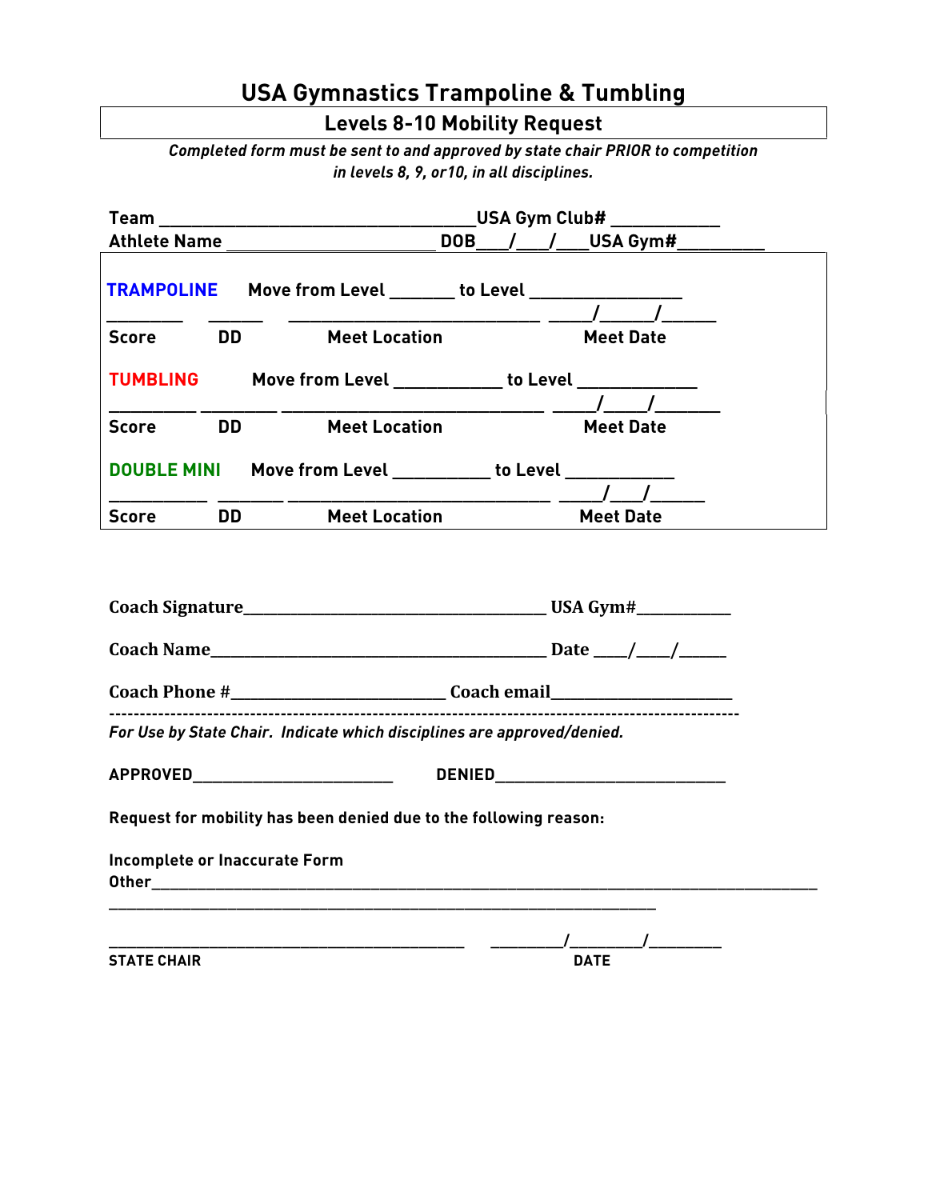# USA Gymnastics Trampoline & Tumbling

## Levels 8-10 Mobility Request

***Completed form must be sent to and approved by state chair PRIOR to competition in levels 8, 9, or10, in all disciplines.***

**Team ________________________________ USA Gym Club# __________**
**Athlete Name ______________________ DOB___/___/___ USA Gym#_________**

**TRAMPOLINE** **Move from Level _______ to Level ________________**

________ ______ __________________________ _____/_____/_____
**Score** **DD** **Meet Location** **Meet Date**

**TUMBLING** **Move from Level ___________ to Level ____________**

_________ ________ ___________________________ _____/____/______
**Score** **DD** **Meet Location** **Meet Date**

**DOUBLE MINI** **Move from Level __________ to Level ___________**

__________ _______ ___________________________ _____/___/______
**Score** **DD** **Meet Location** **Meet Date**

**Coach Signature**_________________________________ **USA Gym#**__________

**Coach Name**____________________________________ **Date** ____/____/______

**Coach Phone #**_______________________ **Coach email**___________________

-----------------------------------------------------------------------------------------------

***For Use by State Chair. Indicate which disciplines are approved/denied.***

**APPROVED**______________________ **DENIED**__________________________

**Request for mobility has been denied due to the following reason:**

**Incomplete or Inaccurate Form**
**Other**________________________________________________________________
____________________________________________________________

________________________________________ _________/_________/_________
**STATE CHAIR** **DATE**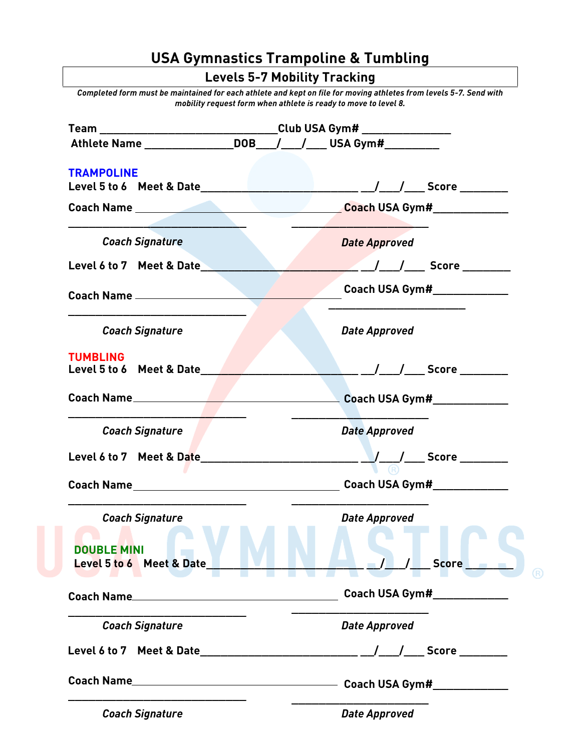# USA Gymnastics Trampoline & Tumbling

## Levels 5-7 Mobility Tracking

***Completed form must be maintained for each athlete and kept on file for moving athletes from levels 5-7. Send with mobility request form when athlete is ready to move to level 8.***

**Team** ______________________________ **Club USA Gym#** _______________

**Athlete Name** _______________ **DOB**___/___/___ **USA Gym#**_________

### TRAMPOLINE

**Level 5 to 6 Meet & Date**___________________________ ___/___/___ **Score** ________

**Coach Name** ____________________________________ **Coach USA Gym#**____________

______________________________ ________________________

***Coach Signature*** ***Date Approved***

**Level 6 to 7 Meet & Date**___________________________ ___/___/___ **Score** ________

**Coach Name** ____________________________________ **Coach USA Gym#**____________

______________________________ ________________________

***Coach Signature*** ***Date Approved***

### TUMBLING

**Level 5 to 6 Meet & Date**___________________________ ___/___/___ **Score** ________

**Coach Name**____________________________________ **Coach USA Gym#**____________

______________________________ ________________________

***Coach Signature*** ***Date Approved***

**Level 6 to 7 Meet & Date**___________________________ ___/___/___ **Score** ________

**Coach Name**____________________________________ **Coach USA Gym#**____________

______________________________ ________________________

***Coach Signature*** ***Date Approved***

### DOUBLE MINI

**Level 5 to 6 Meet & Date**___________________________ ___/___/___ **Score** ________

**Coach Name**____________________________________ **Coach USA Gym#**____________

______________________________ ________________________

***Coach Signature*** ***Date Approved***

**Level 6 to 7 Meet & Date**___________________________ ___/___/___ **Score** ________

**Coach Name**____________________________________ **Coach USA Gym#**____________

______________________________ ________________________

***Coach Signature*** ***Date Approved***